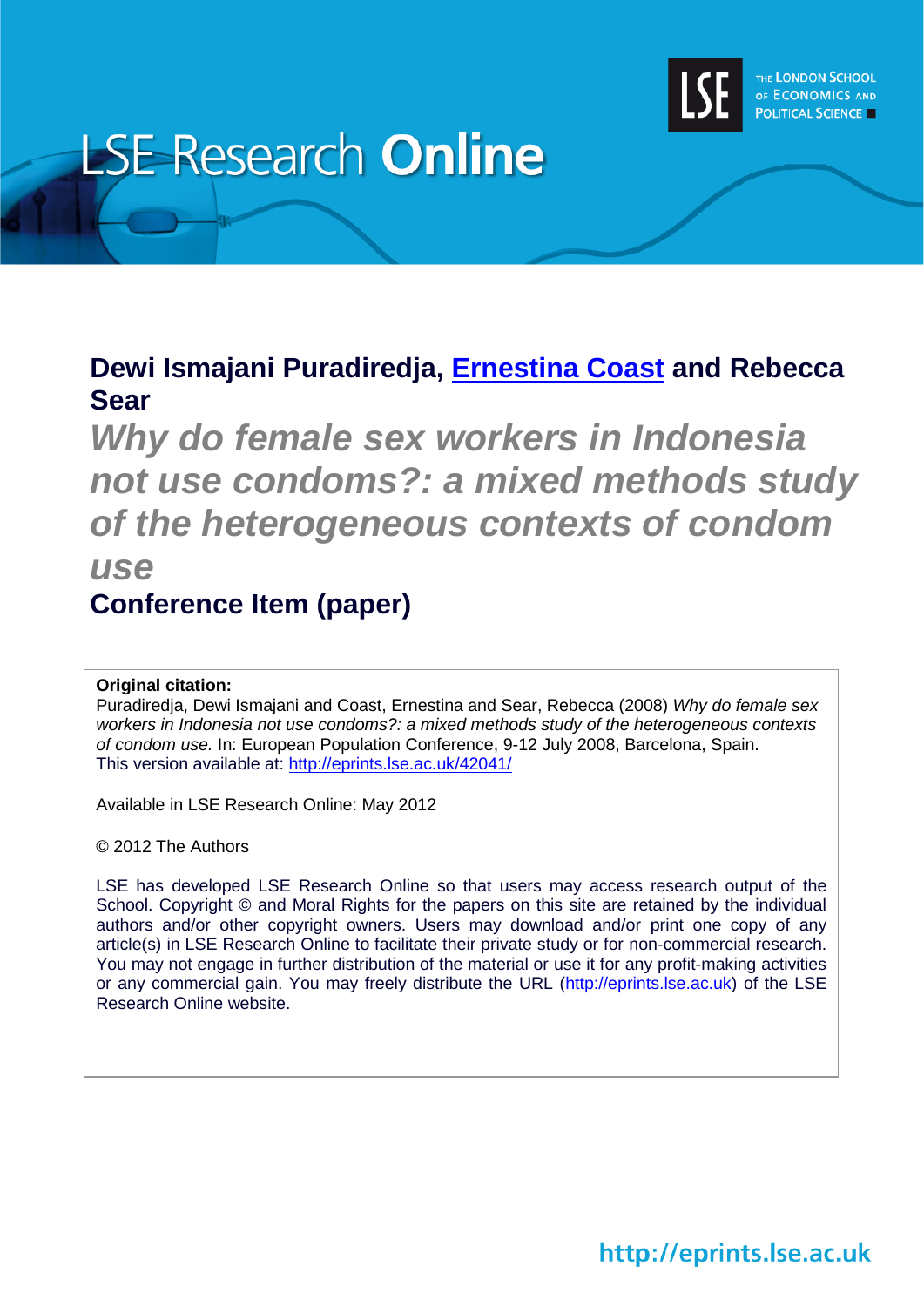# LSE Research Online

**Dewi Ismajani Puradiredja, Ernestina Coast and Rebecca Sear**

## *Why do female sex workers in Indonesia not use condoms?: a mixed methods study of the heterogeneous contexts of condom use*

**Conference Item (paper)**

**Original citation:**
Puradiredja, Dewi Ismajani and Coast, Ernestina and Sear, Rebecca (2008) *Why do female sex workers in Indonesia not use condoms?: a mixed methods study of the heterogeneous contexts of condom use.* In: European Population Conference, 9-12 July 2008, Barcelona, Spain.
This version available at: http://eprints.lse.ac.uk/42041/

Available in LSE Research Online: May 2012

© 2012 The Authors

LSE has developed LSE Research Online so that users may access research output of the School. Copyright © and Moral Rights for the papers on this site are retained by the individual authors and/or other copyright owners. Users may download and/or print one copy of any article(s) in LSE Research Online to facilitate their private study or for non-commercial research. You may not engage in further distribution of the material or use it for any profit-making activities or any commercial gain. You may freely distribute the URL (http://eprints.lse.ac.uk) of the LSE Research Online website.

http://eprints.lse.ac.uk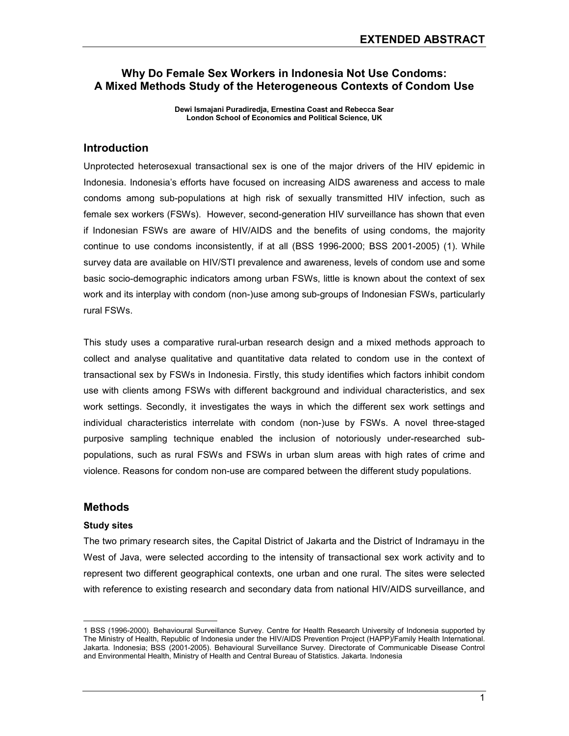# Why Do Female Sex Workers in Indonesia Not Use Condoms: A Mixed Methods Study of the Heterogeneous Contexts of Condom Use

**Dewi Ismajani Puradiredja, Ernestina Coast and Rebecca Sear**
**London School of Economics and Political Science, UK**

## Introduction

Unprotected heterosexual transactional sex is one of the major drivers of the HIV epidemic in Indonesia. Indonesia's efforts have focused on increasing AIDS awareness and access to male condoms among sub-populations at high risk of sexually transmitted HIV infection, such as female sex workers (FSWs). However, second-generation HIV surveillance has shown that even if Indonesian FSWs are aware of HIV/AIDS and the benefits of using condoms, the majority continue to use condoms inconsistently, if at all (BSS 1996-2000; BSS 2001-2005) (1). While survey data are available on HIV/STI prevalence and awareness, levels of condom use and some basic socio-demographic indicators among urban FSWs, little is known about the context of sex work and its interplay with condom (non-)use among sub-groups of Indonesian FSWs, particularly rural FSWs.

This study uses a comparative rural-urban research design and a mixed methods approach to collect and analyse qualitative and quantitative data related to condom use in the context of transactional sex by FSWs in Indonesia. Firstly, this study identifies which factors inhibit condom use with clients among FSWs with different background and individual characteristics, and sex work settings. Secondly, it investigates the ways in which the different sex work settings and individual characteristics interrelate with condom (non-)use by FSWs. A novel three-staged purposive sampling technique enabled the inclusion of notoriously under-researched sub-populations, such as rural FSWs and FSWs in urban slum areas with high rates of crime and violence. Reasons for condom non-use are compared between the different study populations.

## Methods

### Study sites

The two primary research sites, the Capital District of Jakarta and the District of Indramayu in the West of Java, were selected according to the intensity of transactional sex work activity and to represent two different geographical contexts, one urban and one rural. The sites were selected with reference to existing research and secondary data from national HIV/AIDS surveillance, and

---

1 BSS (1996-2000). Behavioural Surveillance Survey. Centre for Health Research University of Indonesia supported by The Ministry of Health, Republic of Indonesia under the HIV/AIDS Prevention Project (HAPP)/Family Health International. Jakarta. Indonesia; BSS (2001-2005). Behavioural Surveillance Survey. Directorate of Communicable Disease Control and Environmental Health, Ministry of Health and Central Bureau of Statistics. Jakarta. Indonesia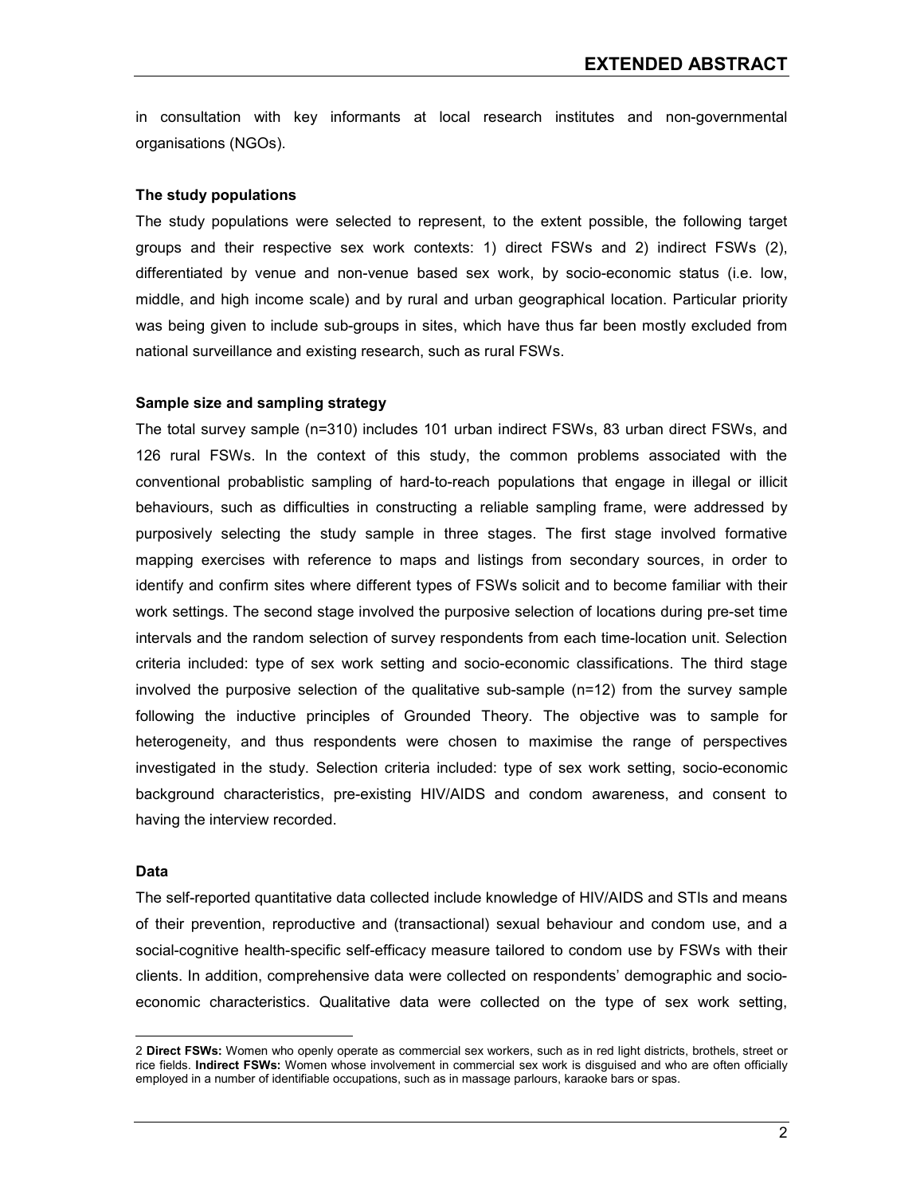in consultation with key informants at local research institutes and non-governmental organisations (NGOs).

### The study populations

The study populations were selected to represent, to the extent possible, the following target groups and their respective sex work contexts: 1) direct FSWs and 2) indirect FSWs (2), differentiated by venue and non-venue based sex work, by socio-economic status (i.e. low, middle, and high income scale) and by rural and urban geographical location. Particular priority was being given to include sub-groups in sites, which have thus far been mostly excluded from national surveillance and existing research, such as rural FSWs.

### Sample size and sampling strategy

The total survey sample (n=310) includes 101 urban indirect FSWs, 83 urban direct FSWs, and 126 rural FSWs. In the context of this study, the common problems associated with the conventional probablistic sampling of hard-to-reach populations that engage in illegal or illicit behaviours, such as difficulties in constructing a reliable sampling frame, were addressed by purposively selecting the study sample in three stages. The first stage involved formative mapping exercises with reference to maps and listings from secondary sources, in order to identify and confirm sites where different types of FSWs solicit and to become familiar with their work settings. The second stage involved the purposive selection of locations during pre-set time intervals and the random selection of survey respondents from each time-location unit. Selection criteria included: type of sex work setting and socio-economic classifications. The third stage involved the purposive selection of the qualitative sub-sample (n=12) from the survey sample following the inductive principles of Grounded Theory. The objective was to sample for heterogeneity, and thus respondents were chosen to maximise the range of perspectives investigated in the study. Selection criteria included: type of sex work setting, socio-economic background characteristics, pre-existing HIV/AIDS and condom awareness, and consent to having the interview recorded.

### Data

The self-reported quantitative data collected include knowledge of HIV/AIDS and STIs and means of their prevention, reproductive and (transactional) sexual behaviour and condom use, and a social-cognitive health-specific self-efficacy measure tailored to condom use by FSWs with their clients. In addition, comprehensive data were collected on respondents' demographic and socio-economic characteristics. Qualitative data were collected on the type of sex work setting,

---

2 **Direct FSWs:** Women who openly operate as commercial sex workers, such as in red light districts, brothels, street or rice fields. **Indirect FSWs:** Women whose involvement in commercial sex work is disguised and who are often officially employed in a number of identifiable occupations, such as in massage parlours, karaoke bars or spas.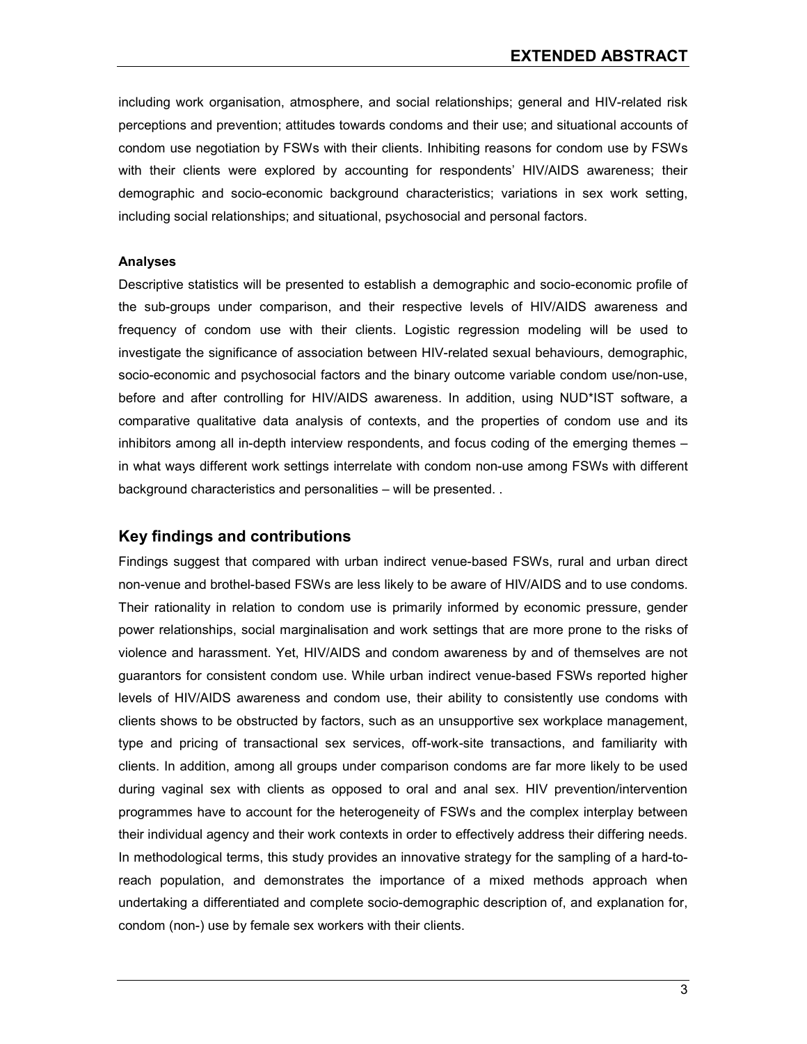including work organisation, atmosphere, and social relationships; general and HIV-related risk perceptions and prevention; attitudes towards condoms and their use; and situational accounts of condom use negotiation by FSWs with their clients. Inhibiting reasons for condom use by FSWs with their clients were explored by accounting for respondents' HIV/AIDS awareness; their demographic and socio-economic background characteristics; variations in sex work setting, including social relationships; and situational, psychosocial and personal factors.

#### Analyses

Descriptive statistics will be presented to establish a demographic and socio-economic profile of the sub-groups under comparison, and their respective levels of HIV/AIDS awareness and frequency of condom use with their clients. Logistic regression modeling will be used to investigate the significance of association between HIV-related sexual behaviours, demographic, socio-economic and psychosocial factors and the binary outcome variable condom use/non-use, before and after controlling for HIV/AIDS awareness. In addition, using NUD*IST software, a comparative qualitative data analysis of contexts, and the properties of condom use and its inhibitors among all in-depth interview respondents, and focus coding of the emerging themes – in what ways different work settings interrelate with condom non-use among FSWs with different background characteristics and personalities – will be presented. .

## Key findings and contributions

Findings suggest that compared with urban indirect venue-based FSWs, rural and urban direct non-venue and brothel-based FSWs are less likely to be aware of HIV/AIDS and to use condoms. Their rationality in relation to condom use is primarily informed by economic pressure, gender power relationships, social marginalisation and work settings that are more prone to the risks of violence and harassment. Yet, HIV/AIDS and condom awareness by and of themselves are not guarantors for consistent condom use. While urban indirect venue-based FSWs reported higher levels of HIV/AIDS awareness and condom use, their ability to consistently use condoms with clients shows to be obstructed by factors, such as an unsupportive sex workplace management, type and pricing of transactional sex services, off-work-site transactions, and familiarity with clients. In addition, among all groups under comparison condoms are far more likely to be used during vaginal sex with clients as opposed to oral and anal sex. HIV prevention/intervention programmes have to account for the heterogeneity of FSWs and the complex interplay between their individual agency and their work contexts in order to effectively address their differing needs. In methodological terms, this study provides an innovative strategy for the sampling of a hard-to-reach population, and demonstrates the importance of a mixed methods approach when undertaking a differentiated and complete socio-demographic description of, and explanation for, condom (non-) use by female sex workers with their clients.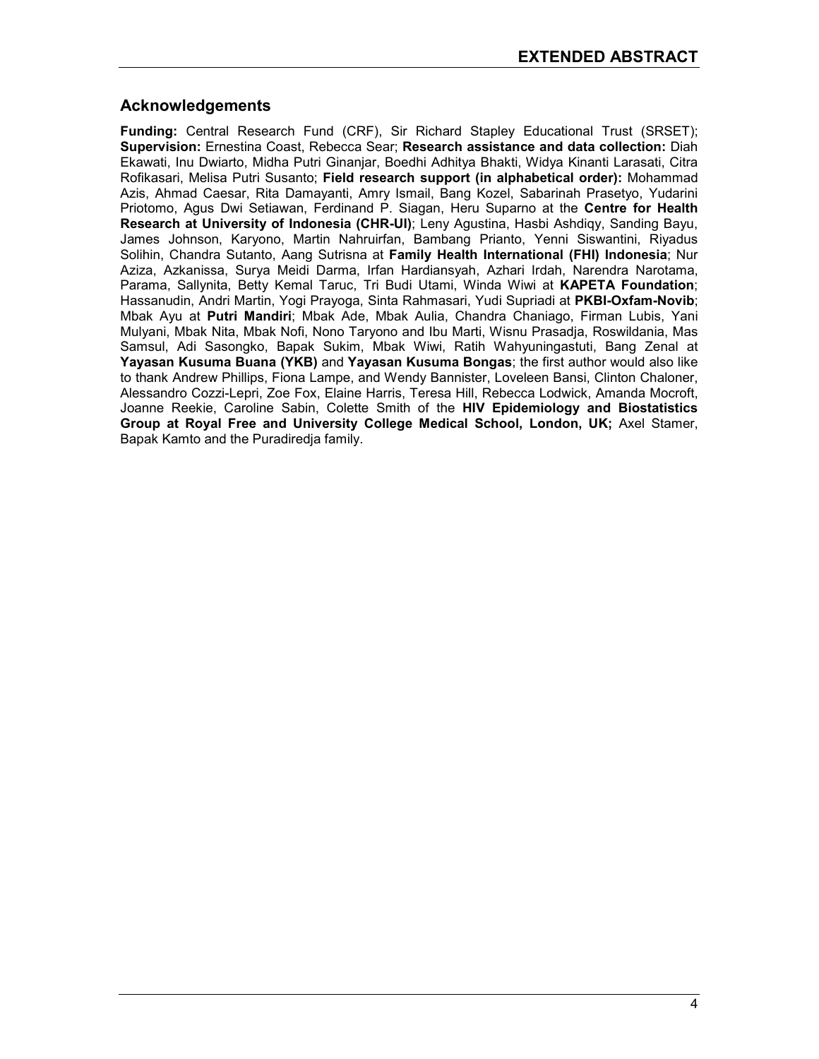## Acknowledgements

**Funding:** Central Research Fund (CRF), Sir Richard Stapley Educational Trust (SRSET); **Supervision:** Ernestina Coast, Rebecca Sear; **Research assistance and data collection:** Diah Ekawati, Inu Dwiarto, Midha Putri Ginanjar, Boedhi Adhitya Bhakti, Widya Kinanti Larasati, Citra Rofikasari, Melisa Putri Susanto; **Field research support (in alphabetical order):** Mohammad Azis, Ahmad Caesar, Rita Damayanti, Amry Ismail, Bang Kozel, Sabarinah Prasetyo, Yudarini Priotomo, Agus Dwi Setiawan, Ferdinand P. Siagan, Heru Suparno at the **Centre for Health Research at University of Indonesia (CHR-UI)**; Leny Agustina, Hasbi Ashdiqy, Sanding Bayu, James Johnson, Karyono, Martin Nahruirfan, Bambang Prianto, Yenni Siswantini, Riyadus Solihin, Chandra Sutanto, Aang Sutrisna at **Family Health International (FHI) Indonesia**; Nur Aziza, Azkanissa, Surya Meidi Darma, Irfan Hardiansyah, Azhari Irdah, Narendra Narotama, Parama, Sallynita, Betty Kemal Taruc, Tri Budi Utami, Winda Wiwi at **KAPETA Foundation**; Hassanudin, Andri Martin, Yogi Prayoga, Sinta Rahmasari, Yudi Supriadi at **PKBI-Oxfam-Novib**; Mbak Ayu at **Putri Mandiri**; Mbak Ade, Mbak Aulia, Chandra Chaniago, Firman Lubis, Yani Mulyani, Mbak Nita, Mbak Nofi, Nono Taryono and Ibu Marti, Wisnu Prasadja, Roswildania, Mas Samsul, Adi Sasongko, Bapak Sukim, Mbak Wiwi, Ratih Wahyuningastuti, Bang Zenal at **Yayasan Kusuma Buana (YKB)** and **Yayasan Kusuma Bongas**; the first author would also like to thank Andrew Phillips, Fiona Lampe, and Wendy Bannister, Loveleen Bansi, Clinton Chaloner, Alessandro Cozzi-Lepri, Zoe Fox, Elaine Harris, Teresa Hill, Rebecca Lodwick, Amanda Mocroft, Joanne Reekie, Caroline Sabin, Colette Smith of the **HIV Epidemiology and Biostatistics Group at Royal Free and University College Medical School, London, UK;** Axel Stamer, Bapak Kamto and the Puradiredja family.